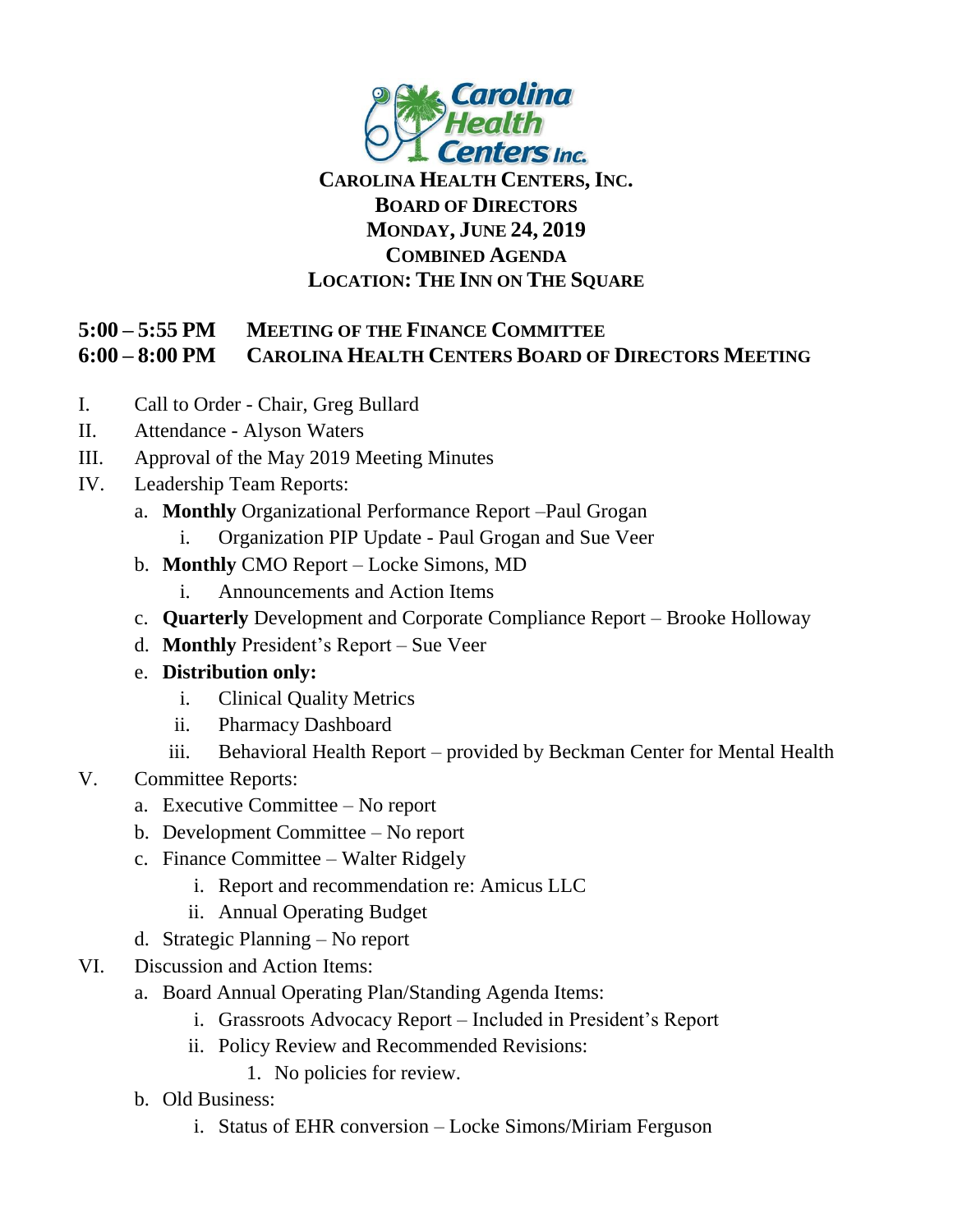# CAROLINA HEALTH CENTERS, INC.
## BOARD OF DIRECTORS
## MONDAY, JUNE 24, 2019
## COMBINED AGENDA
## LOCATION: THE INN ON THE SQUARE

**5:00 – 5:55 PM MEETING OF THE FINANCE COMMITTEE**
**6:00 – 8:00 PM CAROLINA HEALTH CENTERS BOARD OF DIRECTORS MEETING**

I. Call to Order - Chair, Greg Bullard

II. Attendance - Alyson Waters

III. Approval of the May 2019 Meeting Minutes

IV. Leadership Team Reports:
   - a. **Monthly** Organizational Performance Report –Paul Grogan
     - i. Organization PIP Update - Paul Grogan and Sue Veer
   - b. **Monthly** CMO Report – Locke Simons, MD
     - i. Announcements and Action Items
   - c. **Quarterly** Development and Corporate Compliance Report – Brooke Holloway
   - d. **Monthly** President's Report – Sue Veer
   - e. **Distribution only:**
     - i. Clinical Quality Metrics
     - ii. Pharmacy Dashboard
     - iii. Behavioral Health Report – provided by Beckman Center for Mental Health

V. Committee Reports:
   - a. Executive Committee – No report
   - b. Development Committee – No report
   - c. Finance Committee – Walter Ridgely
     - i. Report and recommendation re: Amicus LLC
     - ii. Annual Operating Budget
   - d. Strategic Planning – No report

VI. Discussion and Action Items:
   - a. Board Annual Operating Plan/Standing Agenda Items:
     - i. Grassroots Advocacy Report – Included in President's Report
     - ii. Policy Review and Recommended Revisions:
       1. No policies for review.
   - b. Old Business:
     - i. Status of EHR conversion – Locke Simons/Miriam Ferguson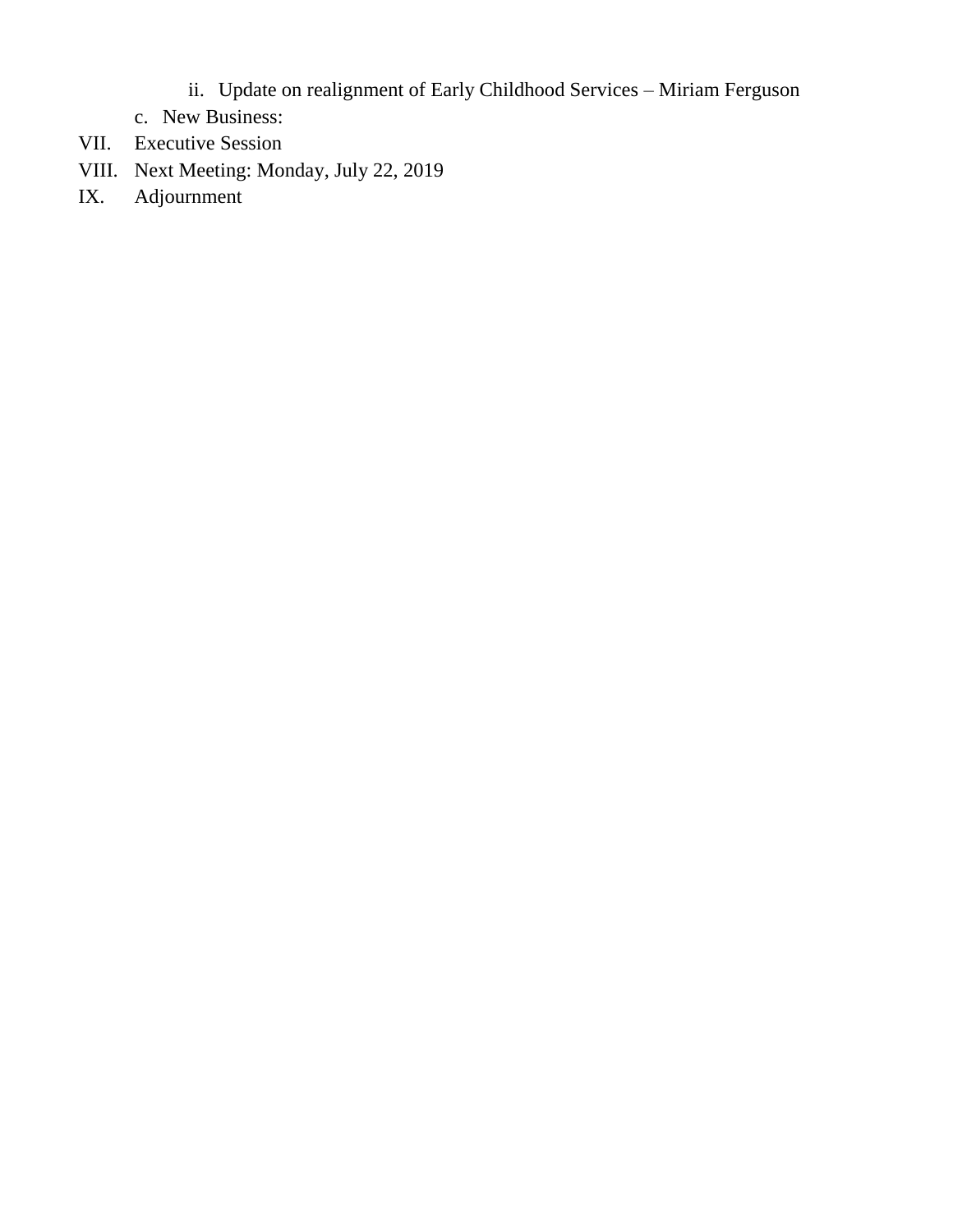ii. Update on realignment of Early Childhood Services – Miriam Ferguson

c. New Business:

VII. Executive Session

VIII. Next Meeting: Monday, July 22, 2019

IX. Adjournment